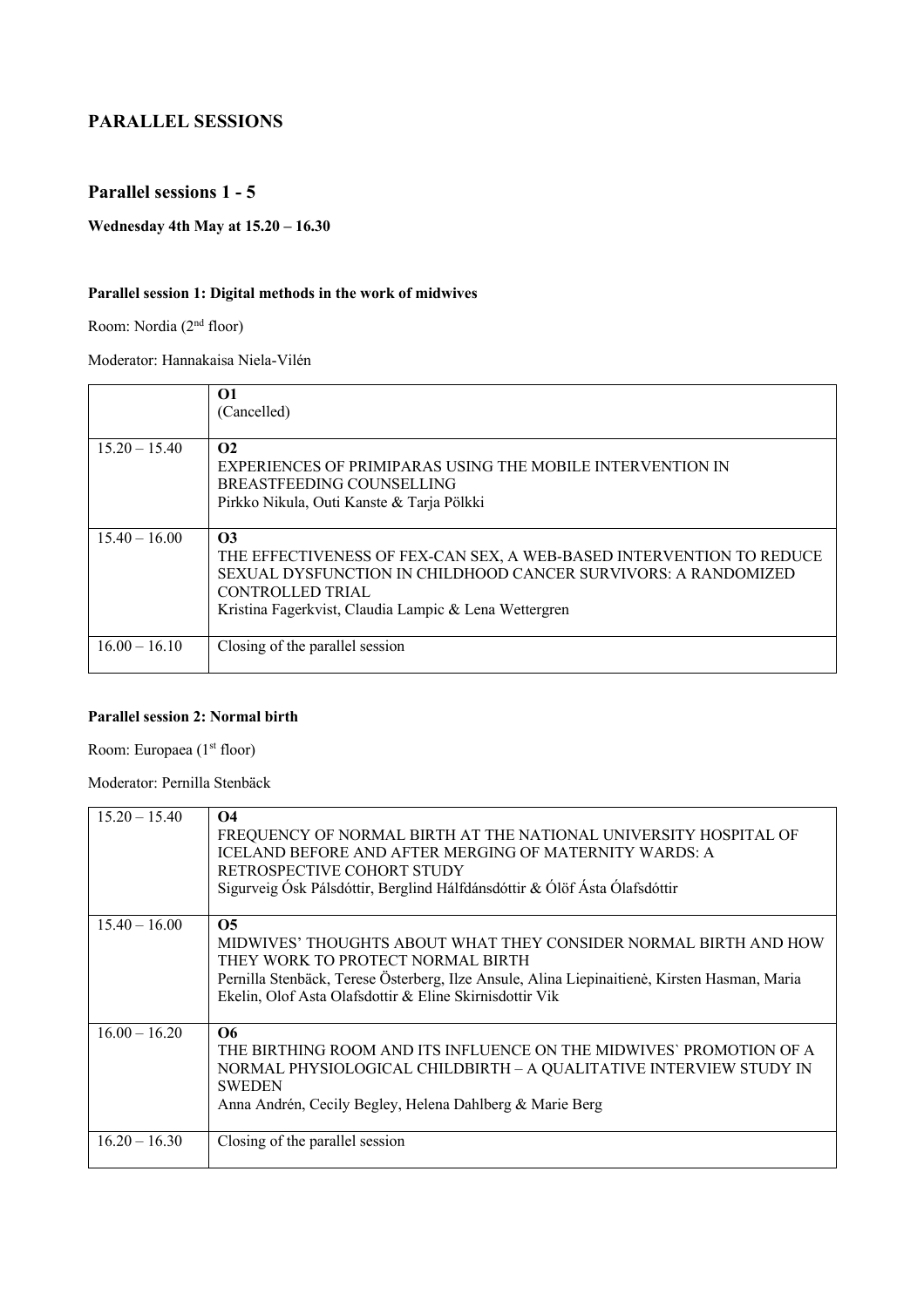# PARALLEL SESSIONS

## Parallel sessions 1 - 5

**Wednesday 4th May at 15.20 – 16.30**

### Parallel session 1: Digital methods in the work of midwives

Room: Nordia (2nd floor)

Moderator: Hannakaisa Niela-Vilén

| | |
|---|---|
| | **O1**<br>(Cancelled) |
| 15.20 – 15.40 | **O2**<br>EXPERIENCES OF PRIMIPARAS USING THE MOBILE INTERVENTION IN BREASTFEEDING COUNSELLING<br>Pirkko Nikula, Outi Kanste & Tarja Pölkki |
| 15.40 – 16.00 | **O3**<br>THE EFFECTIVENESS OF FEX-CAN SEX, A WEB-BASED INTERVENTION TO REDUCE SEXUAL DYSFUNCTION IN CHILDHOOD CANCER SURVIVORS: A RANDOMIZED CONTROLLED TRIAL<br>Kristina Fagerkvist, Claudia Lampic & Lena Wettergren |
| 16.00 – 16.10 | Closing of the parallel session |

### Parallel session 2: Normal birth

Room: Europaea (1st floor)

Moderator: Pernilla Stenbäck

| | |
|---|---|
| 15.20 – 15.40 | **O4**<br>FREQUENCY OF NORMAL BIRTH AT THE NATIONAL UNIVERSITY HOSPITAL OF ICELAND BEFORE AND AFTER MERGING OF MATERNITY WARDS: A RETROSPECTIVE COHORT STUDY<br>Sigurveig Ósk Pálsdóttir, Berglind Hálfdánsdóttir & Ólöf Ásta Ólafsdóttir |
| 15.40 – 16.00 | **O5**<br>MIDWIVES' THOUGHTS ABOUT WHAT THEY CONSIDER NORMAL BIRTH AND HOW THEY WORK TO PROTECT NORMAL BIRTH<br>Pernilla Stenbäck, Terese Österberg, Ilze Ansule, Alina Liepinaitienė, Kirsten Hasman, Maria Ekelin, Olof Asta Olafsdottir & Eline Skirnisdottir Vik |
| 16.00 – 16.20 | **O6**<br>THE BIRTHING ROOM AND ITS INFLUENCE ON THE MIDWIVES` PROMOTION OF A NORMAL PHYSIOLOGICAL CHILDBIRTH – A QUALITATIVE INTERVIEW STUDY IN SWEDEN<br>Anna Andrén, Cecily Begley, Helena Dahlberg & Marie Berg |
| 16.20 – 16.30 | Closing of the parallel session |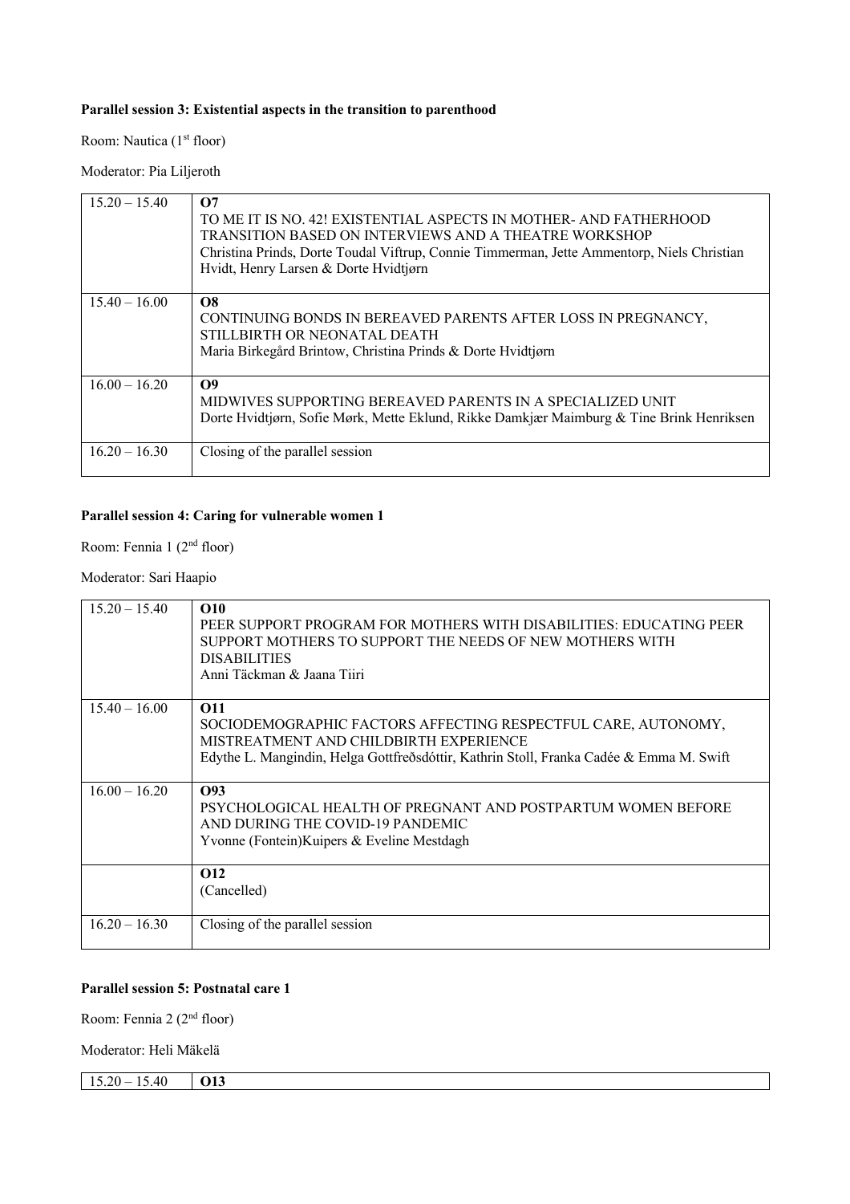**Parallel session 3: Existential aspects in the transition to parenthood**

Room: Nautica (1st floor)

Moderator: Pia Liljeroth

| | |
|---|---|
| 15.20 – 15.40 | **O7**<br>TO ME IT IS NO. 42! EXISTENTIAL ASPECTS IN MOTHER- AND FATHERHOOD TRANSITION BASED ON INTERVIEWS AND A THEATRE WORKSHOP<br>Christina Prinds, Dorte Toudal Viftrup, Connie Timmerman, Jette Ammentorp, Niels Christian Hvidt, Henry Larsen & Dorte Hvidtjørn |
| 15.40 – 16.00 | **O8**<br>CONTINUING BONDS IN BEREAVED PARENTS AFTER LOSS IN PREGNANCY, STILLBIRTH OR NEONATAL DEATH<br>Maria Birkegård Brintow, Christina Prinds & Dorte Hvidtjørn |
| 16.00 – 16.20 | **O9**<br>MIDWIVES SUPPORTING BEREAVED PARENTS IN A SPECIALIZED UNIT<br>Dorte Hvidtjørn, Sofie Mørk, Mette Eklund, Rikke Damkjær Maimburg & Tine Brink Henriksen |
| 16.20 – 16.30 | Closing of the parallel session |

**Parallel session 4: Caring for vulnerable women 1**

Room: Fennia 1 (2nd floor)

Moderator: Sari Haapio

| | |
|---|---|
| 15.20 – 15.40 | **O10**<br>PEER SUPPORT PROGRAM FOR MOTHERS WITH DISABILITIES: EDUCATING PEER SUPPORT MOTHERS TO SUPPORT THE NEEDS OF NEW MOTHERS WITH DISABILITIES<br>Anni Täckman & Jaana Tiiri |
| 15.40 – 16.00 | **O11**<br>SOCIODEMOGRAPHIC FACTORS AFFECTING RESPECTFUL CARE, AUTONOMY, MISTREATMENT AND CHILDBIRTH EXPERIENCE<br>Edythe L. Mangindin, Helga Gottfreðsdóttir, Kathrin Stoll, Franka Cadée & Emma M. Swift |
| 16.00 – 16.20 | **O93**<br>PSYCHOLOGICAL HEALTH OF PREGNANT AND POSTPARTUM WOMEN BEFORE AND DURING THE COVID-19 PANDEMIC<br>Yvonne (Fontein)Kuipers & Eveline Mestdagh |
| | **O12**<br>(Cancelled) |
| 16.20 – 16.30 | Closing of the parallel session |

**Parallel session 5: Postnatal care 1**

Room: Fennia 2 (2nd floor)

Moderator: Heli Mäkelä

| | |
|---|---|
| 15.20 – 15.40 | **O13** |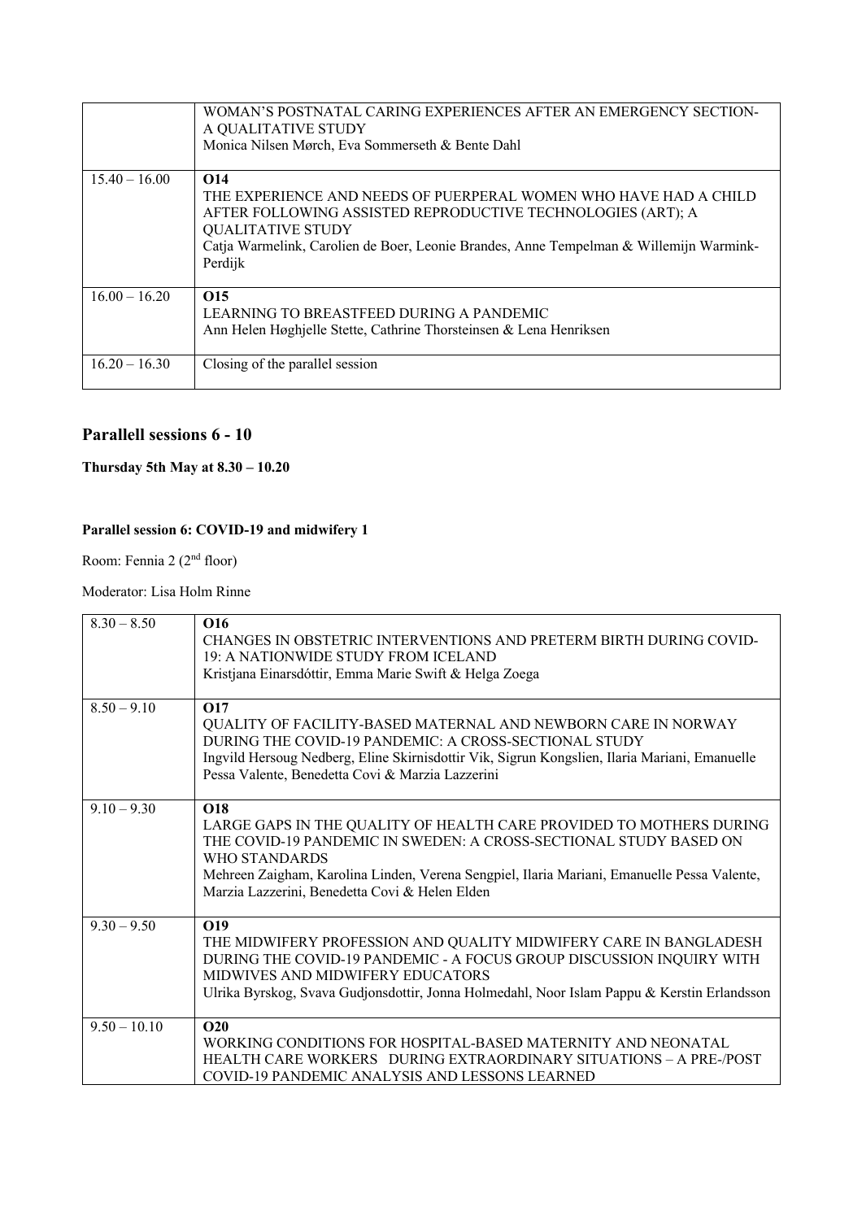| | |
|---|---|
| | WOMAN'S POSTNATAL CARING EXPERIENCES AFTER AN EMERGENCY SECTION- A QUALITATIVE STUDY<br>Monica Nilsen Mørch, Eva Sommerseth & Bente Dahl |
| 15.40 – 16.00 | **O14**<br>THE EXPERIENCE AND NEEDS OF PUERPERAL WOMEN WHO HAVE HAD A CHILD AFTER FOLLOWING ASSISTED REPRODUCTIVE TECHNOLOGIES (ART); A QUALITATIVE STUDY<br>Catja Warmelink, Carolien de Boer, Leonie Brandes, Anne Tempelman & Willemijn Warmink-Perdijk |
| 16.00 – 16.20 | **O15**<br>LEARNING TO BREASTFEED DURING A PANDEMIC<br>Ann Helen Høghjelle Stette, Cathrine Thorsteinsen & Lena Henriksen |
| 16.20 – 16.30 | Closing of the parallel session |

## Parallell sessions 6 - 10

**Thursday 5th May at 8.30 – 10.20**

### Parallel session 6: COVID-19 and midwifery 1

Room: Fennia 2 (2nd floor)

Moderator: Lisa Holm Rinne

| | |
|---|---|
| 8.30 – 8.50 | **O16**<br>CHANGES IN OBSTETRIC INTERVENTIONS AND PRETERM BIRTH DURING COVID-19: A NATIONWIDE STUDY FROM ICELAND<br>Kristjana Einarsdóttir, Emma Marie Swift & Helga Zoega |
| 8.50 – 9.10 | **O17**<br>QUALITY OF FACILITY-BASED MATERNAL AND NEWBORN CARE IN NORWAY DURING THE COVID-19 PANDEMIC: A CROSS-SECTIONAL STUDY<br>Ingvild Hersoug Nedberg, Eline Skirnisdottir Vik, Sigrun Kongslien, Ilaria Mariani, Emanuelle Pessa Valente, Benedetta Covi & Marzia Lazzerini |
| 9.10 – 9.30 | **O18**<br>LARGE GAPS IN THE QUALITY OF HEALTH CARE PROVIDED TO MOTHERS DURING THE COVID-19 PANDEMIC IN SWEDEN: A CROSS-SECTIONAL STUDY BASED ON WHO STANDARDS<br>Mehreen Zaigham, Karolina Linden, Verena Sengpiel, Ilaria Mariani, Emanuelle Pessa Valente, Marzia Lazzerini, Benedetta Covi & Helen Elden |
| 9.30 – 9.50 | **O19**<br>THE MIDWIFERY PROFESSION AND QUALITY MIDWIFERY CARE IN BANGLADESH DURING THE COVID-19 PANDEMIC - A FOCUS GROUP DISCUSSION INQUIRY WITH MIDWIVES AND MIDWIFERY EDUCATORS<br>Ulrika Byrskog, Svava Gudjonsdottir, Jonna Holmedahl, Noor Islam Pappu & Kerstin Erlandsson |
| 9.50 – 10.10 | **O20**<br>WORKING CONDITIONS FOR HOSPITAL-BASED MATERNITY AND NEONATAL HEALTH CARE WORKERS DURING EXTRAORDINARY SITUATIONS – A PRE-/POST COVID-19 PANDEMIC ANALYSIS AND LESSONS LEARNED |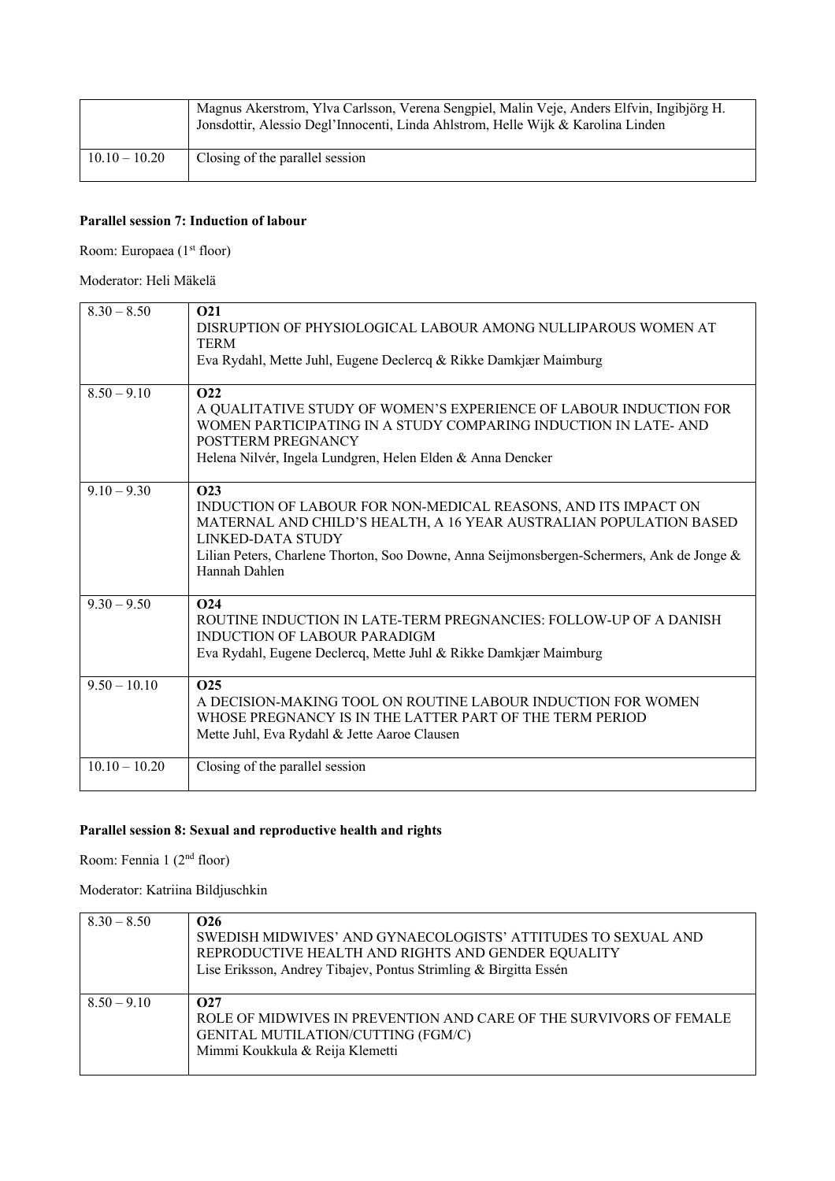| | |
|---|---|
| | Magnus Akerstrom, Ylva Carlsson, Verena Sengpiel, Malin Veje, Anders Elfvin, Ingibjörg H. Jonsdottir, Alessio Degl'Innocenti, Linda Ahlstrom, Helle Wijk & Karolina Linden |
| 10.10 – 10.20 | Closing of the parallel session |

**Parallel session 7: Induction of labour**

Room: Europaea (1st floor)

Moderator: Heli Mäkelä

| | |
|---|---|
| 8.30 – 8.50 | **O21**<br>DISRUPTION OF PHYSIOLOGICAL LABOUR AMONG NULLIPAROUS WOMEN AT TERM<br>Eva Rydahl, Mette Juhl, Eugene Declercq & Rikke Damkjær Maimburg |
| 8.50 – 9.10 | **O22**<br>A QUALITATIVE STUDY OF WOMEN'S EXPERIENCE OF LABOUR INDUCTION FOR WOMEN PARTICIPATING IN A STUDY COMPARING INDUCTION IN LATE- AND POSTTERM PREGNANCY<br>Helena Nilvér, Ingela Lundgren, Helen Elden & Anna Dencker |
| 9.10 – 9.30 | **O23**<br>INDUCTION OF LABOUR FOR NON-MEDICAL REASONS, AND ITS IMPACT ON MATERNAL AND CHILD'S HEALTH, A 16 YEAR AUSTRALIAN POPULATION BASED LINKED-DATA STUDY<br>Lilian Peters, Charlene Thorton, Soo Downe, Anna Seijmonsbergen-Schermers, Ank de Jonge & Hannah Dahlen |
| 9.30 – 9.50 | **O24**<br>ROUTINE INDUCTION IN LATE-TERM PREGNANCIES: FOLLOW-UP OF A DANISH INDUCTION OF LABOUR PARADIGM<br>Eva Rydahl, Eugene Declercq, Mette Juhl & Rikke Damkjær Maimburg |
| 9.50 – 10.10 | **O25**<br>A DECISION-MAKING TOOL ON ROUTINE LABOUR INDUCTION FOR WOMEN WHOSE PREGNANCY IS IN THE LATTER PART OF THE TERM PERIOD<br>Mette Juhl, Eva Rydahl & Jette Aaroe Clausen |
| 10.10 – 10.20 | Closing of the parallel session |

**Parallel session 8: Sexual and reproductive health and rights**

Room: Fennia 1 (2nd floor)

Moderator: Katriina Bildjuschkin

| | |
|---|---|
| 8.30 – 8.50 | **O26**<br>SWEDISH MIDWIVES' AND GYNAECOLOGISTS' ATTITUDES TO SEXUAL AND REPRODUCTIVE HEALTH AND RIGHTS AND GENDER EQUALITY<br>Lise Eriksson, Andrey Tibajev, Pontus Strimling & Birgitta Essén |
| 8.50 – 9.10 | **O27**<br>ROLE OF MIDWIVES IN PREVENTION AND CARE OF THE SURVIVORS OF FEMALE GENITAL MUTILATION/CUTTING (FGM/C)<br>Mimmi Koukkula & Reija Klemetti |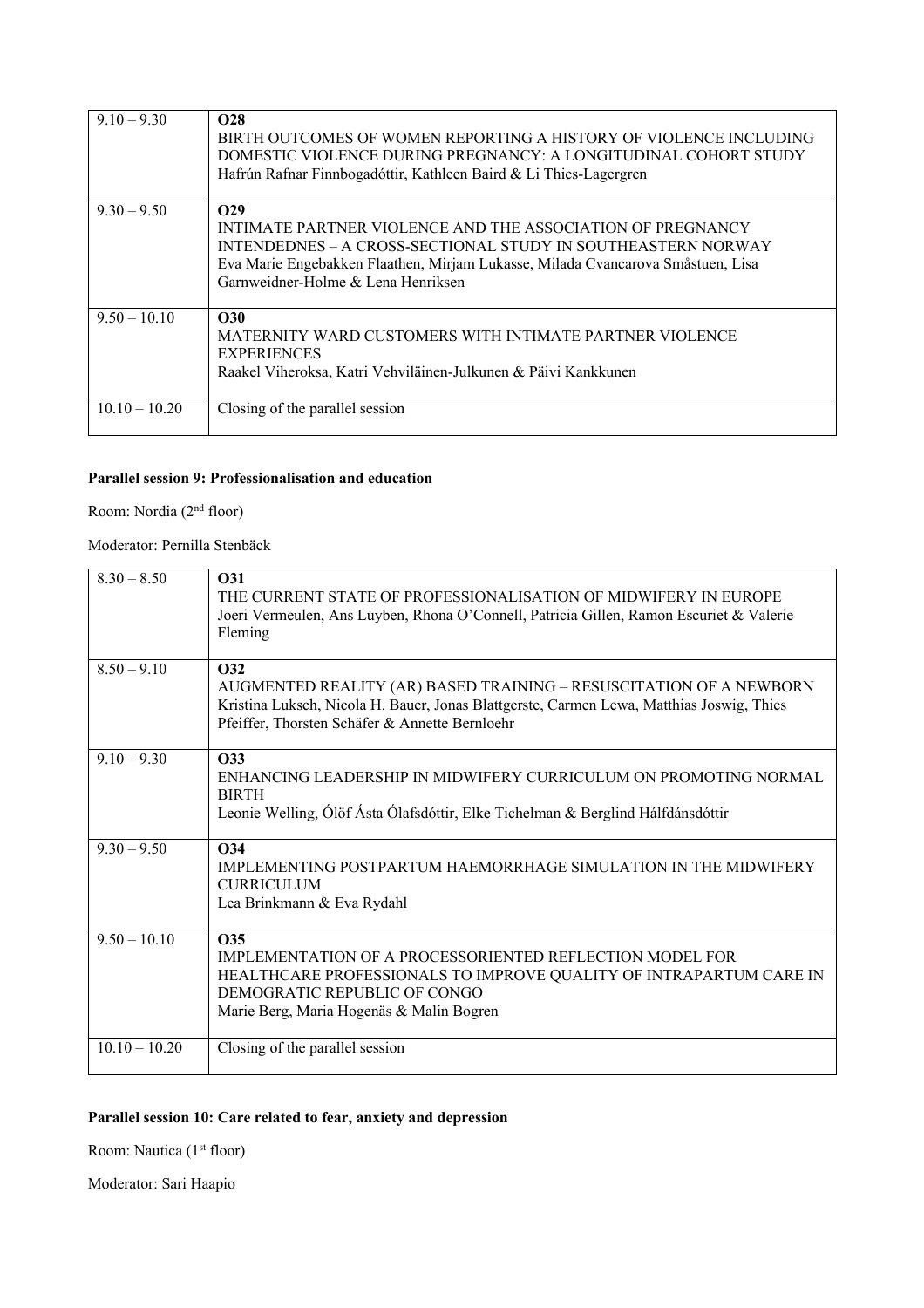| | |
|---|---|
| 9.10 – 9.30 | **O28**<br>BIRTH OUTCOMES OF WOMEN REPORTING A HISTORY OF VIOLENCE INCLUDING DOMESTIC VIOLENCE DURING PREGNANCY: A LONGITUDINAL COHORT STUDY<br>Hafrún Rafnar Finnbogadóttir, Kathleen Baird & Li Thies-Lagergren |
| 9.30 – 9.50 | **O29**<br>INTIMATE PARTNER VIOLENCE AND THE ASSOCIATION OF PREGNANCY INTENDEDNES – A CROSS-SECTIONAL STUDY IN SOUTHEASTERN NORWAY<br>Eva Marie Engebakken Flaathen, Mirjam Lukasse, Milada Cvancarova Småstuen, Lisa Garnweidner-Holme & Lena Henriksen |
| 9.50 – 10.10 | **O30**<br>MATERNITY WARD CUSTOMERS WITH INTIMATE PARTNER VIOLENCE EXPERIENCES<br>Raakel Viheroksa, Katri Vehviläinen-Julkunen & Päivi Kankkunen |
| 10.10 – 10.20 | Closing of the parallel session |

**Parallel session 9: Professionalisation and education**

Room: Nordia (2nd floor)

Moderator: Pernilla Stenbäck

| | |
|---|---|
| 8.30 – 8.50 | **O31**<br>THE CURRENT STATE OF PROFESSIONALISATION OF MIDWIFERY IN EUROPE<br>Joeri Vermeulen, Ans Luyben, Rhona O'Connell, Patricia Gillen, Ramon Escuriet & Valerie Fleming |
| 8.50 – 9.10 | **O32**<br>AUGMENTED REALITY (AR) BASED TRAINING – RESUSCITATION OF A NEWBORN<br>Kristina Luksch, Nicola H. Bauer, Jonas Blattgerste, Carmen Lewa, Matthias Joswig, Thies Pfeiffer, Thorsten Schäfer & Annette Bernloehr |
| 9.10 – 9.30 | **O33**<br>ENHANCING LEADERSHIP IN MIDWIFERY CURRICULUM ON PROMOTING NORMAL BIRTH<br>Leonie Welling, Ólöf Ásta Ólafsdóttir, Elke Tichelman & Berglind Hálfdánsdóttir |
| 9.30 – 9.50 | **O34**<br>IMPLEMENTING POSTPARTUM HAEMORRHAGE SIMULATION IN THE MIDWIFERY CURRICULUM<br>Lea Brinkmann & Eva Rydahl |
| 9.50 – 10.10 | **O35**<br>IMPLEMENTATION OF A PROCESSORIENTED REFLECTION MODEL FOR HEALTHCARE PROFESSIONALS TO IMPROVE QUALITY OF INTRAPARTUM CARE IN DEMOGRATIC REPUBLIC OF CONGO<br>Marie Berg, Maria Hogenäs & Malin Bogren |
| 10.10 – 10.20 | Closing of the parallel session |

**Parallel session 10: Care related to fear, anxiety and depression**

Room: Nautica (1st floor)

Moderator: Sari Haapio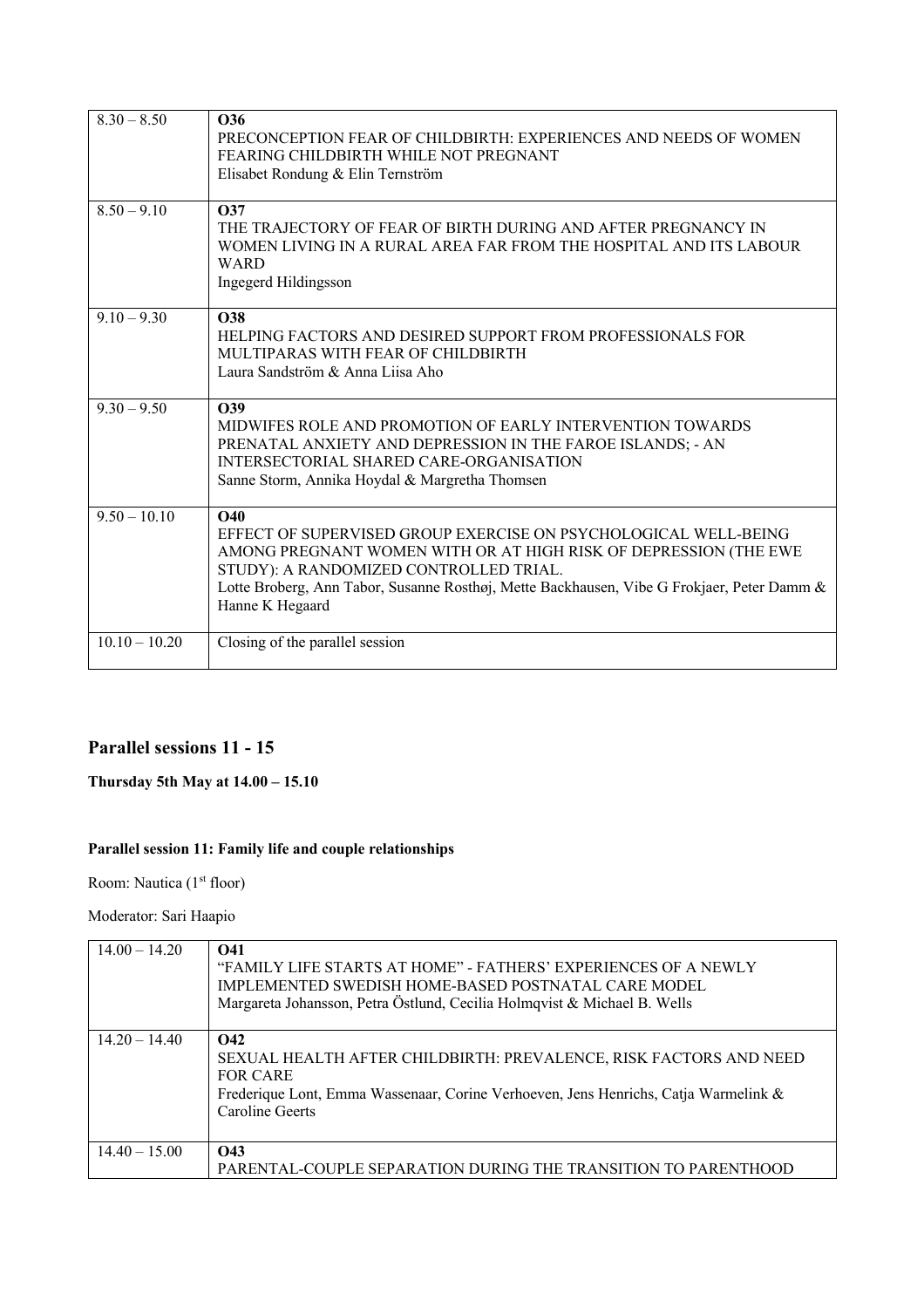| 8.30 – 8.50 | **O36**<br>PRECONCEPTION FEAR OF CHILDBIRTH: EXPERIENCES AND NEEDS OF WOMEN FEARING CHILDBIRTH WHILE NOT PREGNANT<br>Elisabet Rondung & Elin Ternström |
|---|---|
| 8.50 – 9.10 | **O37**<br>THE TRAJECTORY OF FEAR OF BIRTH DURING AND AFTER PREGNANCY IN WOMEN LIVING IN A RURAL AREA FAR FROM THE HOSPITAL AND ITS LABOUR WARD<br>Ingegerd Hildingsson |
| 9.10 – 9.30 | **O38**<br>HELPING FACTORS AND DESIRED SUPPORT FROM PROFESSIONALS FOR MULTIPARAS WITH FEAR OF CHILDBIRTH<br>Laura Sandström & Anna Liisa Aho |
| 9.30 – 9.50 | **O39**<br>MIDWIFES ROLE AND PROMOTION OF EARLY INTERVENTION TOWARDS PRENATAL ANXIETY AND DEPRESSION IN THE FAROE ISLANDS; - AN INTERSECTORIAL SHARED CARE-ORGANISATION<br>Sanne Storm, Annika Hoydal & Margretha Thomsen |
| 9.50 – 10.10 | **O40**<br>EFFECT OF SUPERVISED GROUP EXERCISE ON PSYCHOLOGICAL WELL-BEING AMONG PREGNANT WOMEN WITH OR AT HIGH RISK OF DEPRESSION (THE EWE STUDY): A RANDOMIZED CONTROLLED TRIAL.<br>Lotte Broberg, Ann Tabor, Susanne Rosthøj, Mette Backhausen, Vibe G Frokjaer, Peter Damm & Hanne K Hegaard |
| 10.10 – 10.20 | Closing of the parallel session |

## Parallel sessions 11 - 15

**Thursday 5th May at 14.00 – 15.10**

### Parallel session 11: Family life and couple relationships

Room: Nautica (1st floor)

Moderator: Sari Haapio

| 14.00 – 14.20 | **O41**<br>"FAMILY LIFE STARTS AT HOME" - FATHERS' EXPERIENCES OF A NEWLY IMPLEMENTED SWEDISH HOME-BASED POSTNATAL CARE MODEL<br>Margareta Johansson, Petra Östlund, Cecilia Holmqvist & Michael B. Wells |
|---|---|
| 14.20 – 14.40 | **O42**<br>SEXUAL HEALTH AFTER CHILDBIRTH: PREVALENCE, RISK FACTORS AND NEED FOR CARE<br>Frederique Lont, Emma Wassenaar, Corine Verhoeven, Jens Henrichs, Catja Warmelink & Caroline Geerts |
| 14.40 – 15.00 | **O43**<br>PARENTAL-COUPLE SEPARATION DURING THE TRANSITION TO PARENTHOOD |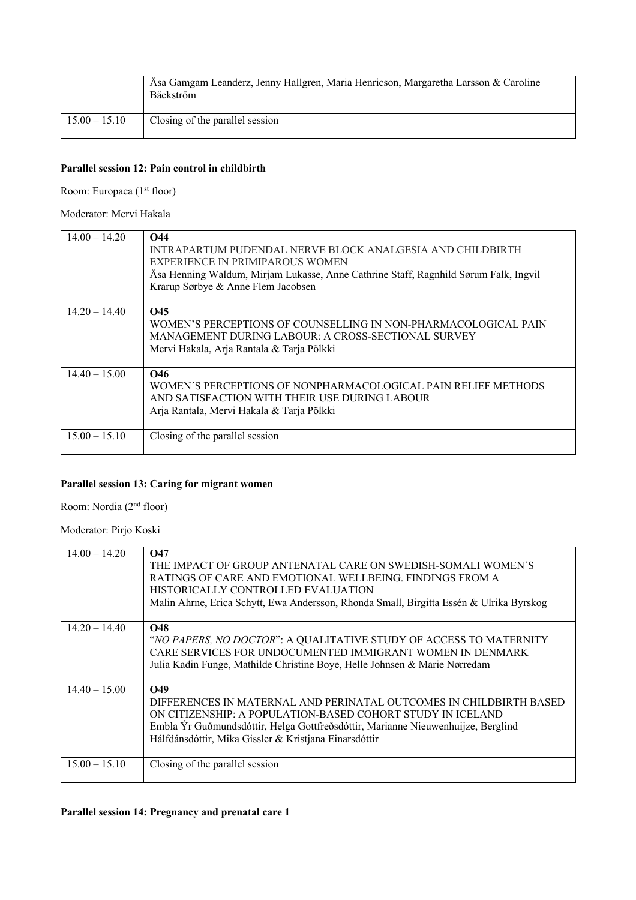| | |
|---|---|
| | Åsa Gamgam Leanderz, Jenny Hallgren, Maria Henricson, Margaretha Larsson & Caroline Bäckström |
| 15.00 – 15.10 | Closing of the parallel session |

**Parallel session 12: Pain control in childbirth**

Room: Europaea (1st floor)

Moderator: Mervi Hakala

| | |
|---|---|
| 14.00 – 14.20 | **O44**<br>INTRAPARTUM PUDENDAL NERVE BLOCK ANALGESIA AND CHILDBIRTH EXPERIENCE IN PRIMIPAROUS WOMEN<br>Åsa Henning Waldum, Mirjam Lukasse, Anne Cathrine Staff, Ragnhild Sørum Falk, Ingvil Krarup Sørbye & Anne Flem Jacobsen |
| 14.20 – 14.40 | **O45**<br>WOMEN'S PERCEPTIONS OF COUNSELLING IN NON-PHARMACOLOGICAL PAIN MANAGEMENT DURING LABOUR: A CROSS-SECTIONAL SURVEY<br>Mervi Hakala, Arja Rantala & Tarja Pölkki |
| 14.40 – 15.00 | **O46**<br>WOMEN´S PERCEPTIONS OF NONPHARMACOLOGICAL PAIN RELIEF METHODS AND SATISFACTION WITH THEIR USE DURING LABOUR<br>Arja Rantala, Mervi Hakala & Tarja Pölkki |
| 15.00 – 15.10 | Closing of the parallel session |

**Parallel session 13: Caring for migrant women**

Room: Nordia (2nd floor)

Moderator: Pirjo Koski

| | |
|---|---|
| 14.00 – 14.20 | **O47**<br>THE IMPACT OF GROUP ANTENATAL CARE ON SWEDISH-SOMALI WOMEN´S RATINGS OF CARE AND EMOTIONAL WELLBEING. FINDINGS FROM A HISTORICALLY CONTROLLED EVALUATION<br>Malin Ahrne, Erica Schytt, Ewa Andersson, Rhonda Small, Birgitta Essén & Ulrika Byrskog |
| 14.20 – 14.40 | **O48**<br>"*NO PAPERS, NO DOCTOR*": A QUALITATIVE STUDY OF ACCESS TO MATERNITY CARE SERVICES FOR UNDOCUMENTED IMMIGRANT WOMEN IN DENMARK<br>Julia Kadin Funge, Mathilde Christine Boye, Helle Johnsen & Marie Nørredam |
| 14.40 – 15.00 | **O49**<br>DIFFERENCES IN MATERNAL AND PERINATAL OUTCOMES IN CHILDBIRTH BASED ON CITIZENSHIP: A POPULATION-BASED COHORT STUDY IN ICELAND<br>Embla Ýr Guðmundsdóttir, Helga Gottfreðsdóttir, Marianne Nieuwenhuijze, Berglind Hálfdánsdóttir, Mika Gissler & Kristjana Einarsdóttir |
| 15.00 – 15.10 | Closing of the parallel session |

**Parallel session 14: Pregnancy and prenatal care 1**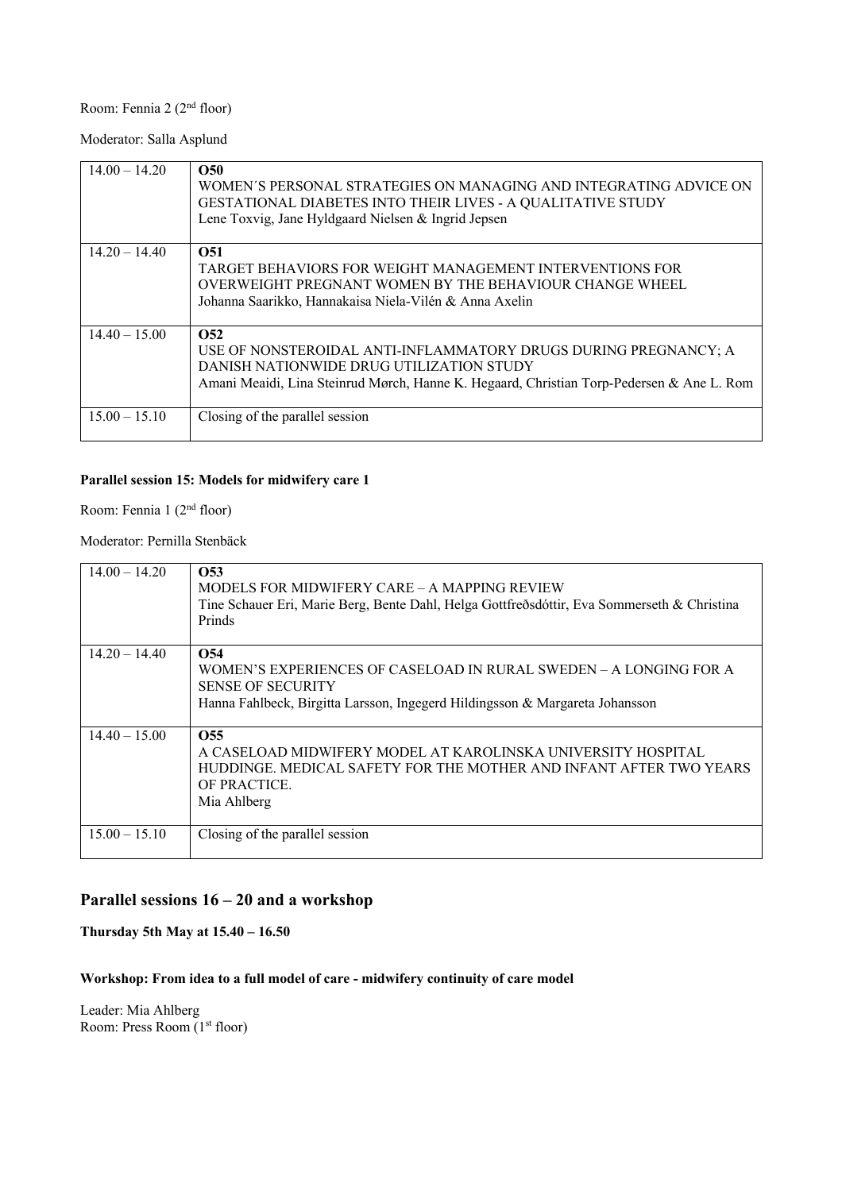Room: Fennia 2 (2nd floor)

Moderator: Salla Asplund

| | |
|---|---|
| 14.00 – 14.20 | **O50**<br>WOMEN´S PERSONAL STRATEGIES ON MANAGING AND INTEGRATING ADVICE ON GESTATIONAL DIABETES INTO THEIR LIVES - A QUALITATIVE STUDY<br>Lene Toxvig, Jane Hyldgaard Nielsen & Ingrid Jepsen |
| 14.20 – 14.40 | **O51**<br>TARGET BEHAVIORS FOR WEIGHT MANAGEMENT INTERVENTIONS FOR OVERWEIGHT PREGNANT WOMEN BY THE BEHAVIOUR CHANGE WHEEL<br>Johanna Saarikko, Hannakaisa Niela-Vilén & Anna Axelin |
| 14.40 – 15.00 | **O52**<br>USE OF NONSTEROIDAL ANTI-INFLAMMATORY DRUGS DURING PREGNANCY; A DANISH NATIONWIDE DRUG UTILIZATION STUDY<br>Amani Meaidi, Lina Steinrud Mørch, Hanne K. Hegaard, Christian Torp-Pedersen & Ane L. Rom |
| 15.00 – 15.10 | Closing of the parallel session |

**Parallel session 15: Models for midwifery care 1**

Room: Fennia 1 (2nd floor)

Moderator: Pernilla Stenbäck

| | |
|---|---|
| 14.00 – 14.20 | **O53**<br>MODELS FOR MIDWIFERY CARE – A MAPPING REVIEW<br>Tine Schauer Eri, Marie Berg, Bente Dahl, Helga Gottfreðsdóttir, Eva Sommerseth & Christina Prinds |
| 14.20 – 14.40 | **O54**<br>WOMEN'S EXPERIENCES OF CASELOAD IN RURAL SWEDEN – A LONGING FOR A SENSE OF SECURITY<br>Hanna Fahlbeck, Birgitta Larsson, Ingegerd Hildingsson & Margareta Johansson |
| 14.40 – 15.00 | **O55**<br>A CASELOAD MIDWIFERY MODEL AT KAROLINSKA UNIVERSITY HOSPITAL HUDDINGE. MEDICAL SAFETY FOR THE MOTHER AND INFANT AFTER TWO YEARS OF PRACTICE.<br>Mia Ahlberg |
| 15.00 – 15.10 | Closing of the parallel session |

## Parallel sessions 16 – 20 and a workshop

**Thursday 5th May at 15.40 – 16.50**

**Workshop: From idea to a full model of care - midwifery continuity of care model**

Leader: Mia Ahlberg
Room: Press Room (1st floor)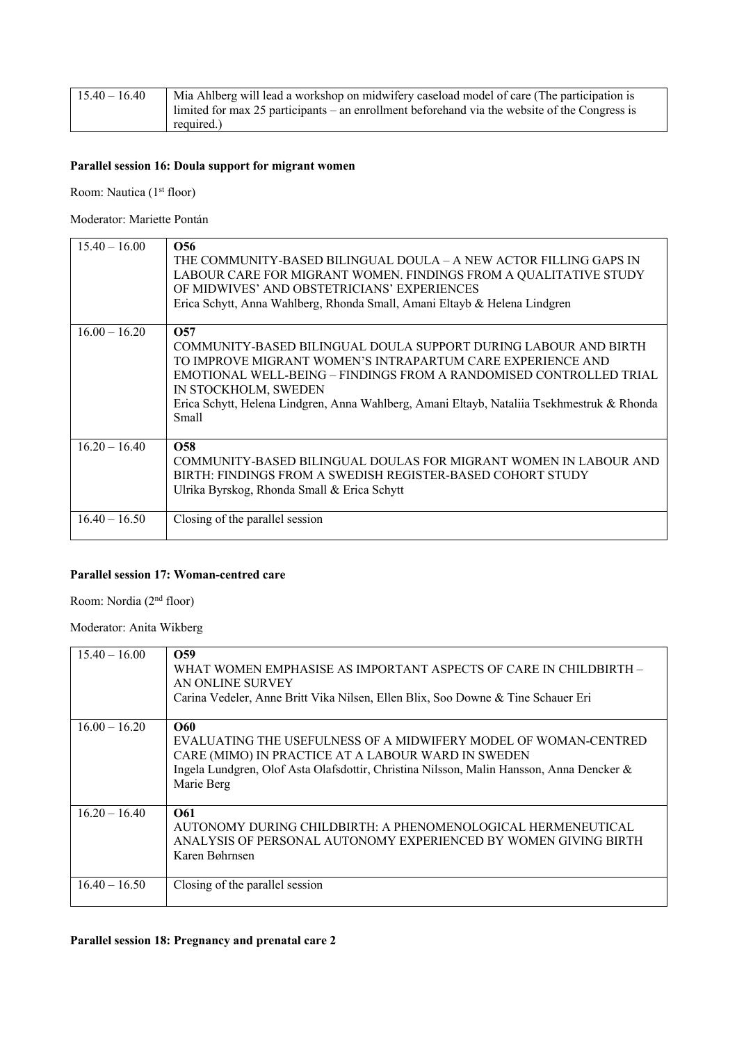| 15.40 – 16.40 | Mia Ahlberg will lead a workshop on midwifery caseload model of care (The participation is limited for max 25 participants – an enrollment beforehand via the website of the Congress is required.) |
|---|---|

**Parallel session 16: Doula support for migrant women**

Room: Nautica (1st floor)

Moderator: Mariette Pontán

| | |
|---|---|
| 15.40 – 16.00 | **O56**<br>THE COMMUNITY-BASED BILINGUAL DOULA – A NEW ACTOR FILLING GAPS IN LABOUR CARE FOR MIGRANT WOMEN. FINDINGS FROM A QUALITATIVE STUDY OF MIDWIVES' AND OBSTETRICIANS' EXPERIENCES<br>Erica Schytt, Anna Wahlberg, Rhonda Small, Amani Eltayb & Helena Lindgren |
| 16.00 – 16.20 | **O57**<br>COMMUNITY-BASED BILINGUAL DOULA SUPPORT DURING LABOUR AND BIRTH TO IMPROVE MIGRANT WOMEN'S INTRAPARTUM CARE EXPERIENCE AND EMOTIONAL WELL-BEING – FINDINGS FROM A RANDOMISED CONTROLLED TRIAL IN STOCKHOLM, SWEDEN<br>Erica Schytt, Helena Lindgren, Anna Wahlberg, Amani Eltayb, Nataliia Tsekhmestruk & Rhonda Small |
| 16.20 – 16.40 | **O58**<br>COMMUNITY-BASED BILINGUAL DOULAS FOR MIGRANT WOMEN IN LABOUR AND BIRTH: FINDINGS FROM A SWEDISH REGISTER-BASED COHORT STUDY<br>Ulrika Byrskog, Rhonda Small & Erica Schytt |
| 16.40 – 16.50 | Closing of the parallel session |

**Parallel session 17: Woman-centred care**

Room: Nordia (2nd floor)

Moderator: Anita Wikberg

| | |
|---|---|
| 15.40 – 16.00 | **O59**<br>WHAT WOMEN EMPHASISE AS IMPORTANT ASPECTS OF CARE IN CHILDBIRTH – AN ONLINE SURVEY<br>Carina Vedeler, Anne Britt Vika Nilsen, Ellen Blix, Soo Downe & Tine Schauer Eri |
| 16.00 – 16.20 | **O60**<br>EVALUATING THE USEFULNESS OF A MIDWIFERY MODEL OF WOMAN-CENTRED CARE (MIMO) IN PRACTICE AT A LABOUR WARD IN SWEDEN<br>Ingela Lundgren, Olof Asta Olafsdottir, Christina Nilsson, Malin Hansson, Anna Dencker & Marie Berg |
| 16.20 – 16.40 | **O61**<br>AUTONOMY DURING CHILDBIRTH: A PHENOMENOLOGICAL HERMENEUTICAL ANALYSIS OF PERSONAL AUTONOMY EXPERIENCED BY WOMEN GIVING BIRTH<br>Karen Bøhrnsen |
| 16.40 – 16.50 | Closing of the parallel session |

**Parallel session 18: Pregnancy and prenatal care 2**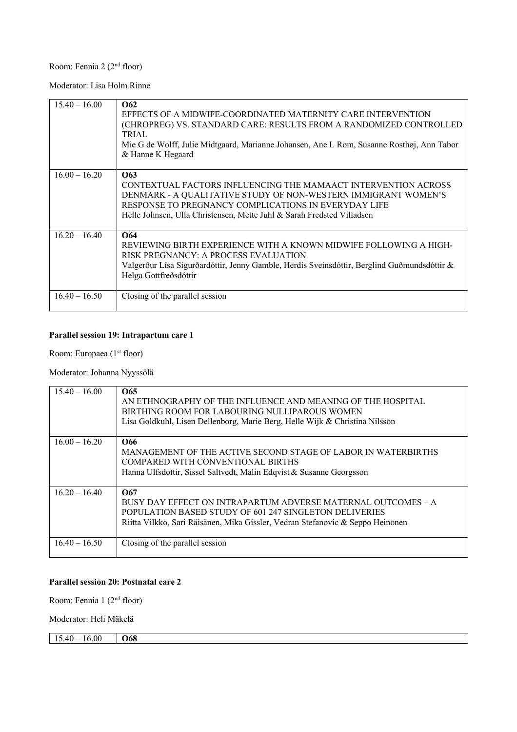Room: Fennia 2 (2nd floor)

Moderator: Lisa Holm Rinne

| 15.40 – 16.00 | **O62**<br>EFFECTS OF A MIDWIFE-COORDINATED MATERNITY CARE INTERVENTION (CHROPREG) VS. STANDARD CARE: RESULTS FROM A RANDOMIZED CONTROLLED TRIAL<br>Mie G de Wolff, Julie Midtgaard, Marianne Johansen, Ane L Rom, Susanne Rosthøj, Ann Tabor & Hanne K Hegaard |
|---|---|
| 16.00 – 16.20 | **O63**<br>CONTEXTUAL FACTORS INFLUENCING THE MAMAACT INTERVENTION ACROSS DENMARK - A QUALITATIVE STUDY OF NON-WESTERN IMMIGRANT WOMEN'S RESPONSE TO PREGNANCY COMPLICATIONS IN EVERYDAY LIFE<br>Helle Johnsen, Ulla Christensen, Mette Juhl & Sarah Fredsted Villadsen |
| 16.20 – 16.40 | **O64**<br>REVIEWING BIRTH EXPERIENCE WITH A KNOWN MIDWIFE FOLLOWING A HIGH-RISK PREGNANCY: A PROCESS EVALUATION<br>Valgerður Lísa Sigurðardóttir, Jenny Gamble, Herdís Sveinsdóttir, Berglind Guðmundsdóttir & Helga Gottfreðsdóttir |
| 16.40 – 16.50 | Closing of the parallel session |

**Parallel session 19: Intrapartum care 1**

Room: Europaea (1st floor)

Moderator: Johanna Nyyssölä

| 15.40 – 16.00 | **O65**<br>AN ETHNOGRAPHY OF THE INFLUENCE AND MEANING OF THE HOSPITAL BIRTHING ROOM FOR LABOURING NULLIPAROUS WOMEN<br>Lisa Goldkuhl, Lisen Dellenborg, Marie Berg, Helle Wijk & Christina Nilsson |
|---|---|
| 16.00 – 16.20 | **O66**<br>MANAGEMENT OF THE ACTIVE SECOND STAGE OF LABOR IN WATERBIRTHS COMPARED WITH CONVENTIONAL BIRTHS<br>Hanna Ulfsdottir, Sissel Saltvedt, Malin Edqvist & Susanne Georgsson |
| 16.20 – 16.40 | **O67**<br>BUSY DAY EFFECT ON INTRAPARTUM ADVERSE MATERNAL OUTCOMES – A POPULATION BASED STUDY OF 601 247 SINGLETON DELIVERIES<br>Riitta Vilkko, Sari Räisänen, Mika Gissler, Vedran Stefanovic & Seppo Heinonen |
| 16.40 – 16.50 | Closing of the parallel session |

**Parallel session 20: Postnatal care 2**

Room: Fennia 1 (2nd floor)

Moderator: Heli Mäkelä

| 15.40 – 16.00 | **O68** |
|---|---|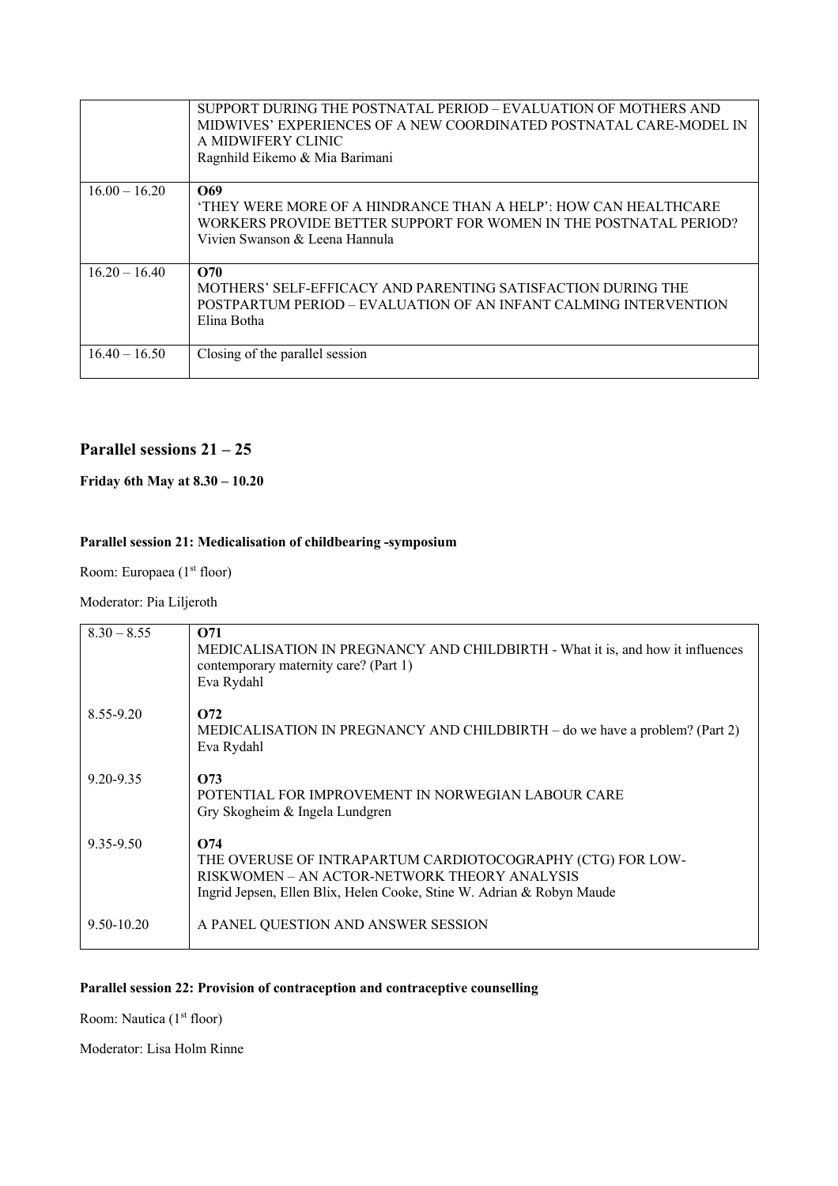|  |  |
|---|---|
|  | SUPPORT DURING THE POSTNATAL PERIOD – EVALUATION OF MOTHERS AND MIDWIVES' EXPERIENCES OF A NEW COORDINATED POSTNATAL CARE-MODEL IN A MIDWIFERY CLINIC<br>Ragnhild Eikemo & Mia Barimani |
| 16.00 – 16.20 | **O69**<br>'THEY WERE MORE OF A HINDRANCE THAN A HELP': HOW CAN HEALTHCARE WORKERS PROVIDE BETTER SUPPORT FOR WOMEN IN THE POSTNATAL PERIOD?<br>Vivien Swanson & Leena Hannula |
| 16.20 – 16.40 | **O70**<br>MOTHERS' SELF-EFFICACY AND PARENTING SATISFACTION DURING THE POSTPARTUM PERIOD – EVALUATION OF AN INFANT CALMING INTERVENTION<br>Elina Botha |
| 16.40 – 16.50 | Closing of the parallel session |

## Parallel sessions 21 – 25

**Friday 6th May at 8.30 – 10.20**

### Parallel session 21: Medicalisation of childbearing -symposium

Room: Europaea (1st floor)

Moderator: Pia Liljeroth

|  |  |
|---|---|
| 8.30 – 8.55 | **O71**<br>MEDICALISATION IN PREGNANCY AND CHILDBIRTH - What it is, and how it influences contemporary maternity care? (Part 1)<br>Eva Rydahl |
| 8.55-9.20 | **O72**<br>MEDICALISATION IN PREGNANCY AND CHILDBIRTH – do we have a problem? (Part 2)<br>Eva Rydahl |
| 9.20-9.35 | **O73**<br>POTENTIAL FOR IMPROVEMENT IN NORWEGIAN LABOUR CARE<br>Gry Skogheim & Ingela Lundgren |
| 9.35-9.50 | **O74**<br>THE OVERUSE OF INTRAPARTUM CARDIOTOCOGRAPHY (CTG) FOR LOW-RISKWOMEN – AN ACTOR-NETWORK THEORY ANALYSIS<br>Ingrid Jepsen, Ellen Blix, Helen Cooke, Stine W. Adrian & Robyn Maude |
| 9.50-10.20 | A PANEL QUESTION AND ANSWER SESSION |

### Parallel session 22: Provision of contraception and contraceptive counselling

Room: Nautica (1st floor)

Moderator: Lisa Holm Rinne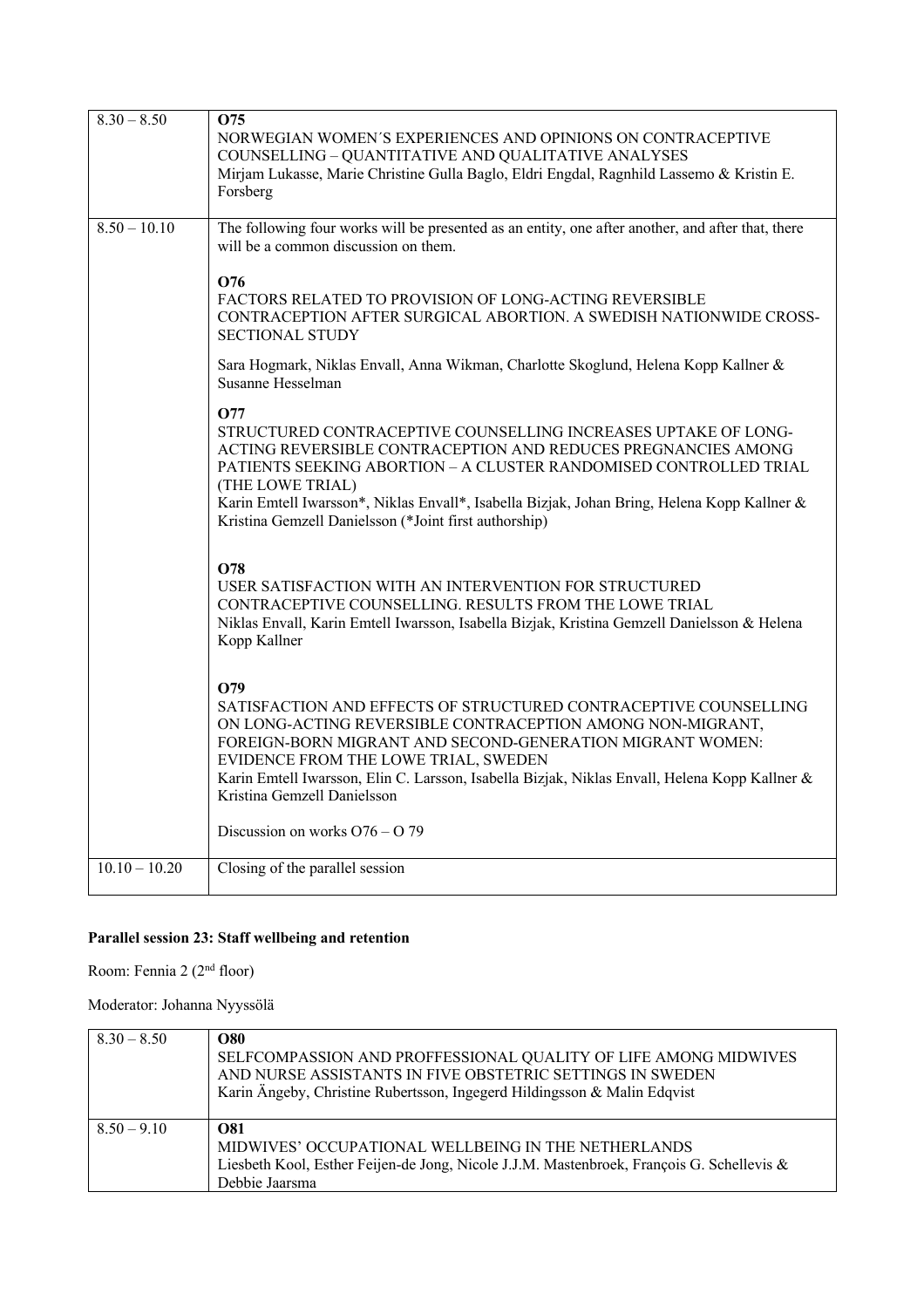| | |
|---|---|
| 8.30 – 8.50 | **O75**<br>NORWEGIAN WOMEN´S EXPERIENCES AND OPINIONS ON CONTRACEPTIVE COUNSELLING – QUANTITATIVE AND QUALITATIVE ANALYSES<br>Mirjam Lukasse, Marie Christine Gulla Baglo, Eldri Engdal, Ragnhild Lassemo & Kristin E. Forsberg |
| 8.50 – 10.10 | The following four works will be presented as an entity, one after another, and after that, there will be a common discussion on them.<br><br>**O76**<br>FACTORS RELATED TO PROVISION OF LONG-ACTING REVERSIBLE CONTRACEPTION AFTER SURGICAL ABORTION. A SWEDISH NATIONWIDE CROSS-SECTIONAL STUDY<br><br>Sara Hogmark, Niklas Envall, Anna Wikman, Charlotte Skoglund, Helena Kopp Kallner & Susanne Hesselman<br><br>**O77**<br>STRUCTURED CONTRACEPTIVE COUNSELLING INCREASES UPTAKE OF LONG-ACTING REVERSIBLE CONTRACEPTION AND REDUCES PREGNANCIES AMONG PATIENTS SEEKING ABORTION – A CLUSTER RANDOMISED CONTROLLED TRIAL (THE LOWE TRIAL)<br>Karin Emtell Iwarsson*, Niklas Envall*, Isabella Bizjak, Johan Bring, Helena Kopp Kallner & Kristina Gemzell Danielsson (*Joint first authorship)<br><br>**O78**<br>USER SATISFACTION WITH AN INTERVENTION FOR STRUCTURED CONTRACEPTIVE COUNSELLING. RESULTS FROM THE LOWE TRIAL<br>Niklas Envall, Karin Emtell Iwarsson, Isabella Bizjak, Kristina Gemzell Danielsson & Helena Kopp Kallner<br><br>**O79**<br>SATISFACTION AND EFFECTS OF STRUCTURED CONTRACEPTIVE COUNSELLING ON LONG-ACTING REVERSIBLE CONTRACEPTION AMONG NON-MIGRANT, FOREIGN-BORN MIGRANT AND SECOND-GENERATION MIGRANT WOMEN: EVIDENCE FROM THE LOWE TRIAL, SWEDEN<br>Karin Emtell Iwarsson, Elin C. Larsson, Isabella Bizjak, Niklas Envall, Helena Kopp Kallner & Kristina Gemzell Danielsson<br><br>Discussion on works O76 – O 79 |
| 10.10 – 10.20 | Closing of the parallel session |

**Parallel session 23: Staff wellbeing and retention**

Room: Fennia 2 (2nd floor)

Moderator: Johanna Nyyssölä

| | |
|---|---|
| 8.30 – 8.50 | **O80**<br>SELFCOMPASSION AND PROFFESSIONAL QUALITY OF LIFE AMONG MIDWIVES AND NURSE ASSISTANTS IN FIVE OBSTETRIC SETTINGS IN SWEDEN<br>Karin Ängeby, Christine Rubertsson, Ingegerd Hildingsson & Malin Edqvist |
| 8.50 – 9.10 | **O81**<br>MIDWIVES' OCCUPATIONAL WELLBEING IN THE NETHERLANDS<br>Liesbeth Kool, Esther Feijen-de Jong, Nicole J.J.M. Mastenbroek, François G. Schellevis & Debbie Jaarsma |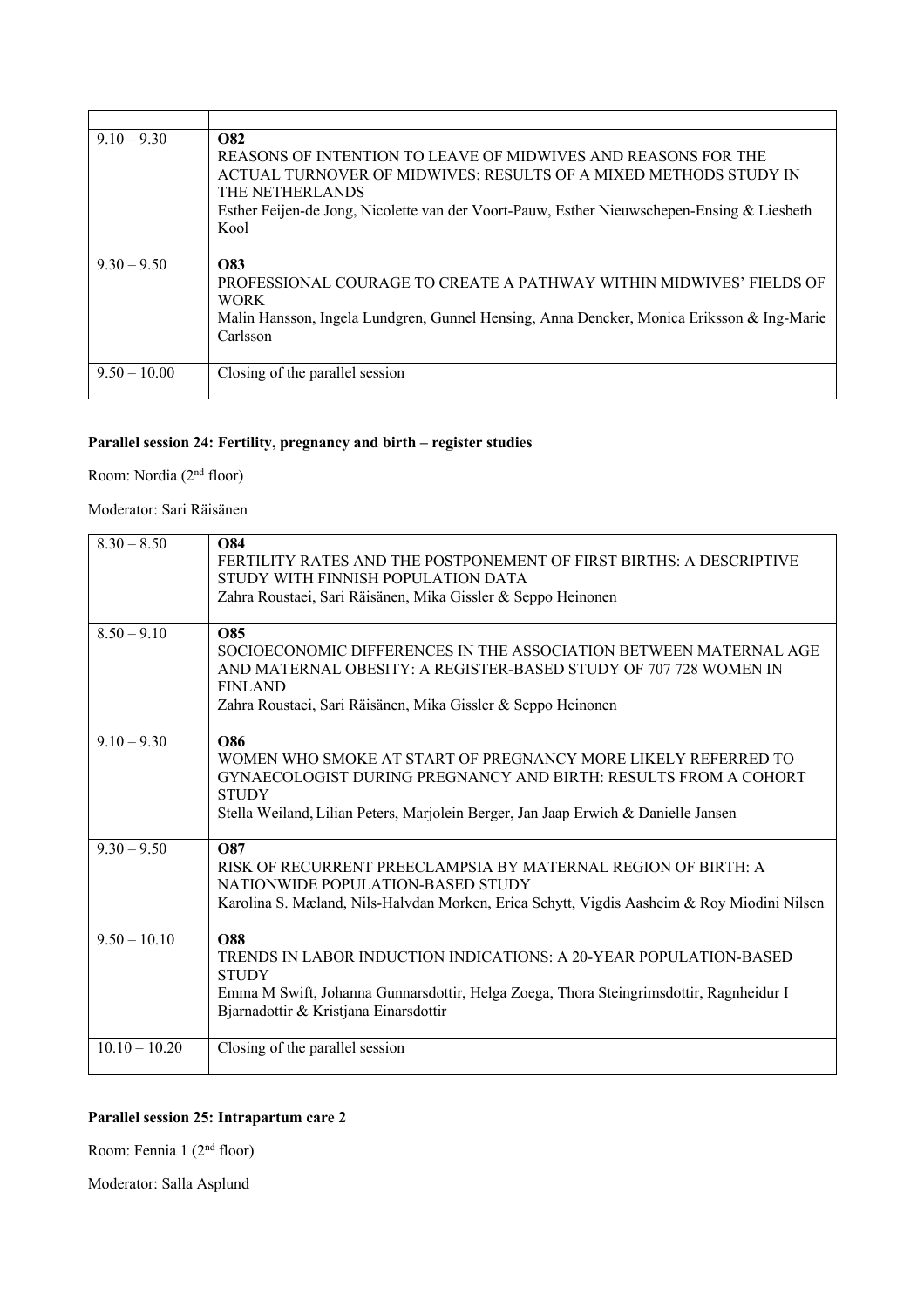| | |
|---|---|
| 9.10 – 9.30 | **O82**<br>REASONS OF INTENTION TO LEAVE OF MIDWIVES AND REASONS FOR THE ACTUAL TURNOVER OF MIDWIVES: RESULTS OF A MIXED METHODS STUDY IN THE NETHERLANDS<br>Esther Feijen-de Jong, Nicolette van der Voort-Pauw, Esther Nieuwschepen-Ensing & Liesbeth Kool |
| 9.30 – 9.50 | **O83**<br>PROFESSIONAL COURAGE TO CREATE A PATHWAY WITHIN MIDWIVES' FIELDS OF WORK<br>Malin Hansson, Ingela Lundgren, Gunnel Hensing, Anna Dencker, Monica Eriksson & Ing-Marie Carlsson |
| 9.50 – 10.00 | Closing of the parallel session |

**Parallel session 24: Fertility, pregnancy and birth – register studies**

Room: Nordia (2nd floor)

Moderator: Sari Räisänen

| | |
|---|---|
| 8.30 – 8.50 | **O84**<br>FERTILITY RATES AND THE POSTPONEMENT OF FIRST BIRTHS: A DESCRIPTIVE STUDY WITH FINNISH POPULATION DATA<br>Zahra Roustaei, Sari Räisänen, Mika Gissler & Seppo Heinonen |
| 8.50 – 9.10 | **O85**<br>SOCIOECONOMIC DIFFERENCES IN THE ASSOCIATION BETWEEN MATERNAL AGE AND MATERNAL OBESITY: A REGISTER-BASED STUDY OF 707 728 WOMEN IN FINLAND<br>Zahra Roustaei, Sari Räisänen, Mika Gissler & Seppo Heinonen |
| 9.10 – 9.30 | **O86**<br>WOMEN WHO SMOKE AT START OF PREGNANCY MORE LIKELY REFERRED TO GYNAECOLOGIST DURING PREGNANCY AND BIRTH: RESULTS FROM A COHORT STUDY<br>Stella Weiland, Lilian Peters, Marjolein Berger, Jan Jaap Erwich & Danielle Jansen |
| 9.30 – 9.50 | **O87**<br>RISK OF RECURRENT PREECLAMPSIA BY MATERNAL REGION OF BIRTH: A NATIONWIDE POPULATION-BASED STUDY<br>Karolina S. Mæland, Nils-Halvdan Morken, Erica Schytt, Vigdis Aasheim & Roy Miodini Nilsen |
| 9.50 – 10.10 | **O88**<br>TRENDS IN LABOR INDUCTION INDICATIONS: A 20-YEAR POPULATION-BASED STUDY<br>Emma M Swift, Johanna Gunnarsdottir, Helga Zoega, Thora Steingrimsdottir, Ragnheidur I Bjarnadottir & Kristjana Einarsdottir |
| 10.10 – 10.20 | Closing of the parallel session |

**Parallel session 25: Intrapartum care 2**

Room: Fennia 1 (2nd floor)

Moderator: Salla Asplund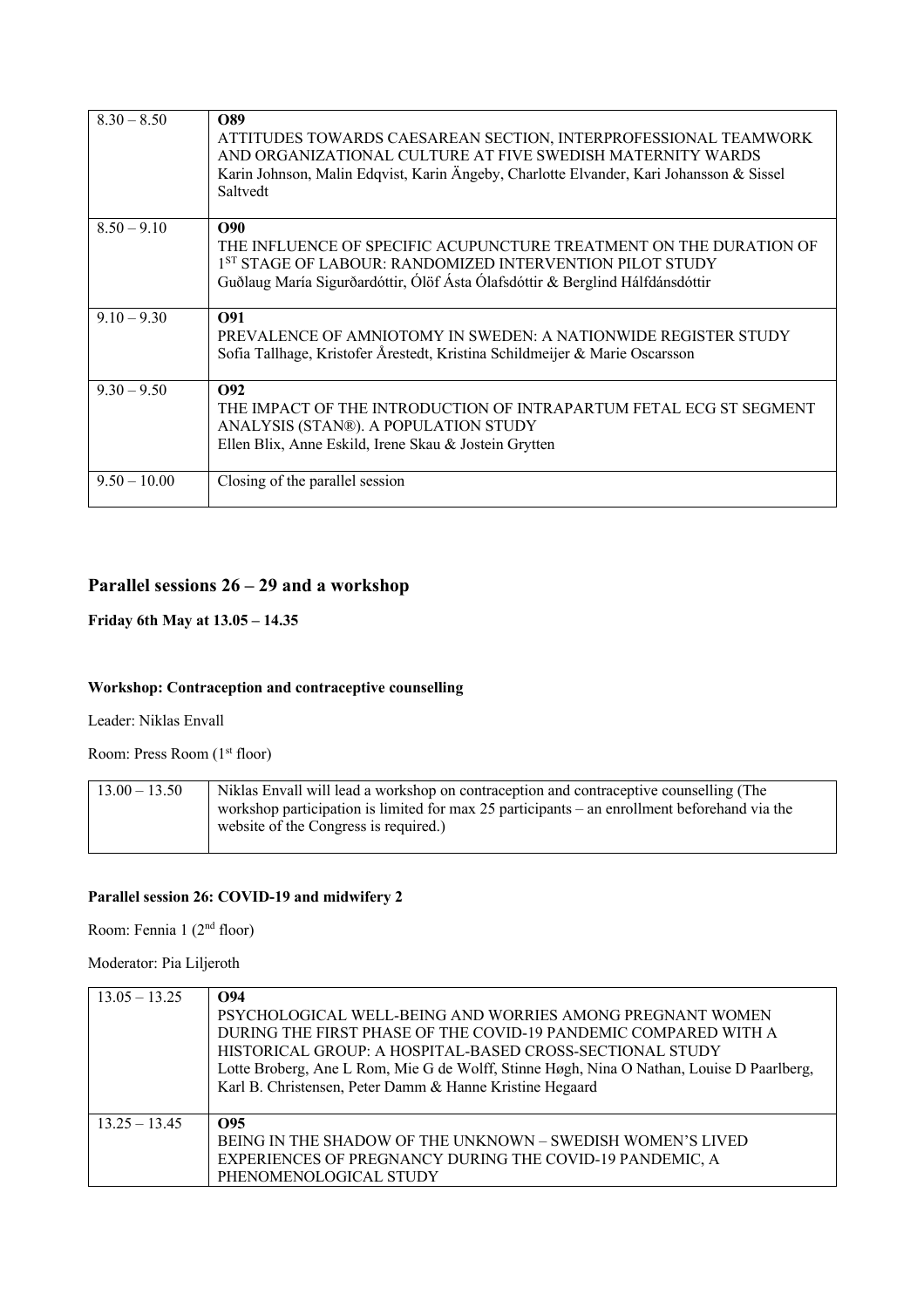| | |
|---|---|
| 8.30 – 8.50 | **O89**<br>ATTITUDES TOWARDS CAESAREAN SECTION, INTERPROFESSIONAL TEAMWORK AND ORGANIZATIONAL CULTURE AT FIVE SWEDISH MATERNITY WARDS<br>Karin Johnson, Malin Edqvist, Karin Ängeby, Charlotte Elvander, Kari Johansson & Sissel Saltvedt |
| 8.50 – 9.10 | **O90**<br>THE INFLUENCE OF SPECIFIC ACUPUNCTURE TREATMENT ON THE DURATION OF 1ST STAGE OF LABOUR: RANDOMIZED INTERVENTION PILOT STUDY<br>Guðlaug María Sigurðardóttir, Ólöf Ásta Ólafsdóttir & Berglind Hálfdánsdóttir |
| 9.10 – 9.30 | **O91**<br>PREVALENCE OF AMNIOTOMY IN SWEDEN: A NATIONWIDE REGISTER STUDY<br>Sofia Tallhage, Kristofer Årestedt, Kristina Schildmeijer & Marie Oscarsson |
| 9.30 – 9.50 | **O92**<br>THE IMPACT OF THE INTRODUCTION OF INTRAPARTUM FETAL ECG ST SEGMENT ANALYSIS (STAN®). A POPULATION STUDY<br>Ellen Blix, Anne Eskild, Irene Skau & Jostein Grytten |
| 9.50 – 10.00 | Closing of the parallel session |

## Parallel sessions 26 – 29 and a workshop

**Friday 6th May at 13.05 – 14.35**

### Workshop: Contraception and contraceptive counselling

Leader: Niklas Envall

Room: Press Room (1st floor)

| | |
|---|---|
| 13.00 – 13.50 | Niklas Envall will lead a workshop on contraception and contraceptive counselling (The workshop participation is limited for max 25 participants – an enrollment beforehand via the website of the Congress is required.) |

### Parallel session 26: COVID-19 and midwifery 2

Room: Fennia 1 (2nd floor)

Moderator: Pia Liljeroth

| | |
|---|---|
| 13.05 – 13.25 | **O94**<br>PSYCHOLOGICAL WELL-BEING AND WORRIES AMONG PREGNANT WOMEN DURING THE FIRST PHASE OF THE COVID-19 PANDEMIC COMPARED WITH A HISTORICAL GROUP: A HOSPITAL-BASED CROSS-SECTIONAL STUDY<br>Lotte Broberg, Ane L Rom, Mie G de Wolff, Stinne Høgh, Nina O Nathan, Louise D Paarlberg, Karl B. Christensen, Peter Damm & Hanne Kristine Hegaard |
| 13.25 – 13.45 | **O95**<br>BEING IN THE SHADOW OF THE UNKNOWN – SWEDISH WOMEN'S LIVED EXPERIENCES OF PREGNANCY DURING THE COVID-19 PANDEMIC, A PHENOMENOLOGICAL STUDY |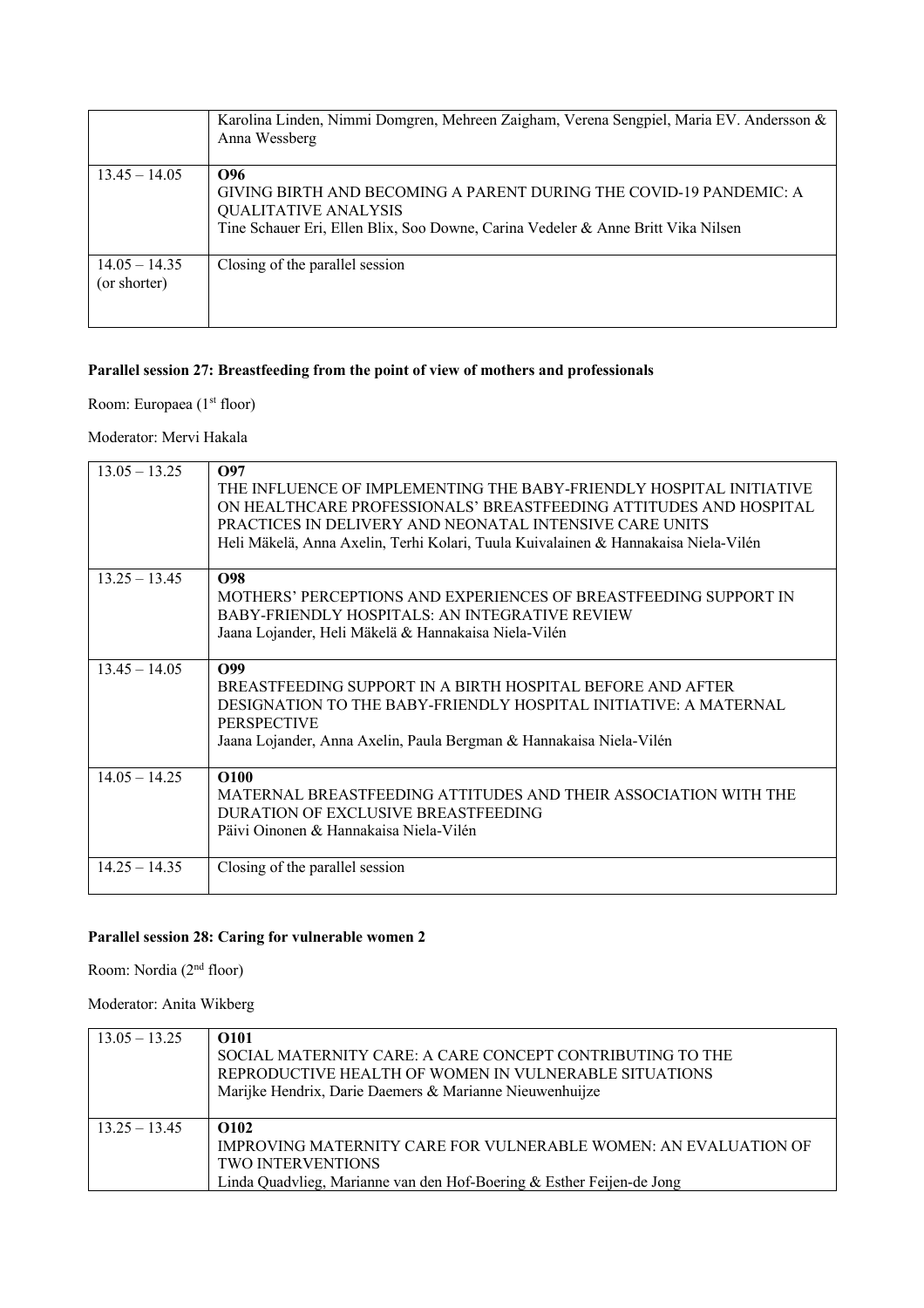| | |
|---|---|
| | Karolina Linden, Nimmi Domgren, Mehreen Zaigham, Verena Sengpiel, Maria EV. Andersson & Anna Wessberg |
| 13.45 – 14.05 | **O96**<br>GIVING BIRTH AND BECOMING A PARENT DURING THE COVID-19 PANDEMIC: A QUALITATIVE ANALYSIS<br>Tine Schauer Eri, Ellen Blix, Soo Downe, Carina Vedeler & Anne Britt Vika Nilsen |
| 14.05 – 14.35 (or shorter) | Closing of the parallel session |

**Parallel session 27: Breastfeeding from the point of view of mothers and professionals**

Room: Europaea (1st floor)

Moderator: Mervi Hakala

| | |
|---|---|
| 13.05 – 13.25 | **O97**<br>THE INFLUENCE OF IMPLEMENTING THE BABY-FRIENDLY HOSPITAL INITIATIVE ON HEALTHCARE PROFESSIONALS' BREASTFEEDING ATTITUDES AND HOSPITAL PRACTICES IN DELIVERY AND NEONATAL INTENSIVE CARE UNITS<br>Heli Mäkelä, Anna Axelin, Terhi Kolari, Tuula Kuivalainen & Hannakaisa Niela-Vilén |
| 13.25 – 13.45 | **O98**<br>MOTHERS' PERCEPTIONS AND EXPERIENCES OF BREASTFEEDING SUPPORT IN BABY-FRIENDLY HOSPITALS: AN INTEGRATIVE REVIEW<br>Jaana Lojander, Heli Mäkelä & Hannakaisa Niela-Vilén |
| 13.45 – 14.05 | **O99**<br>BREASTFEEDING SUPPORT IN A BIRTH HOSPITAL BEFORE AND AFTER DESIGNATION TO THE BABY-FRIENDLY HOSPITAL INITIATIVE: A MATERNAL PERSPECTIVE<br>Jaana Lojander, Anna Axelin, Paula Bergman & Hannakaisa Niela-Vilén |
| 14.05 – 14.25 | **O100**<br>MATERNAL BREASTFEEDING ATTITUDES AND THEIR ASSOCIATION WITH THE DURATION OF EXCLUSIVE BREASTFEEDING<br>Päivi Oinonen & Hannakaisa Niela-Vilén |
| 14.25 – 14.35 | Closing of the parallel session |

**Parallel session 28: Caring for vulnerable women 2**

Room: Nordia (2nd floor)

Moderator: Anita Wikberg

| | |
|---|---|
| 13.05 – 13.25 | **O101**<br>SOCIAL MATERNITY CARE: A CARE CONCEPT CONTRIBUTING TO THE REPRODUCTIVE HEALTH OF WOMEN IN VULNERABLE SITUATIONS<br>Marijke Hendrix, Darie Daemers & Marianne Nieuwenhuijze |
| 13.25 – 13.45 | **O102**<br>IMPROVING MATERNITY CARE FOR VULNERABLE WOMEN: AN EVALUATION OF TWO INTERVENTIONS<br>Linda Quadvlieg, Marianne van den Hof-Boering & Esther Feijen-de Jong |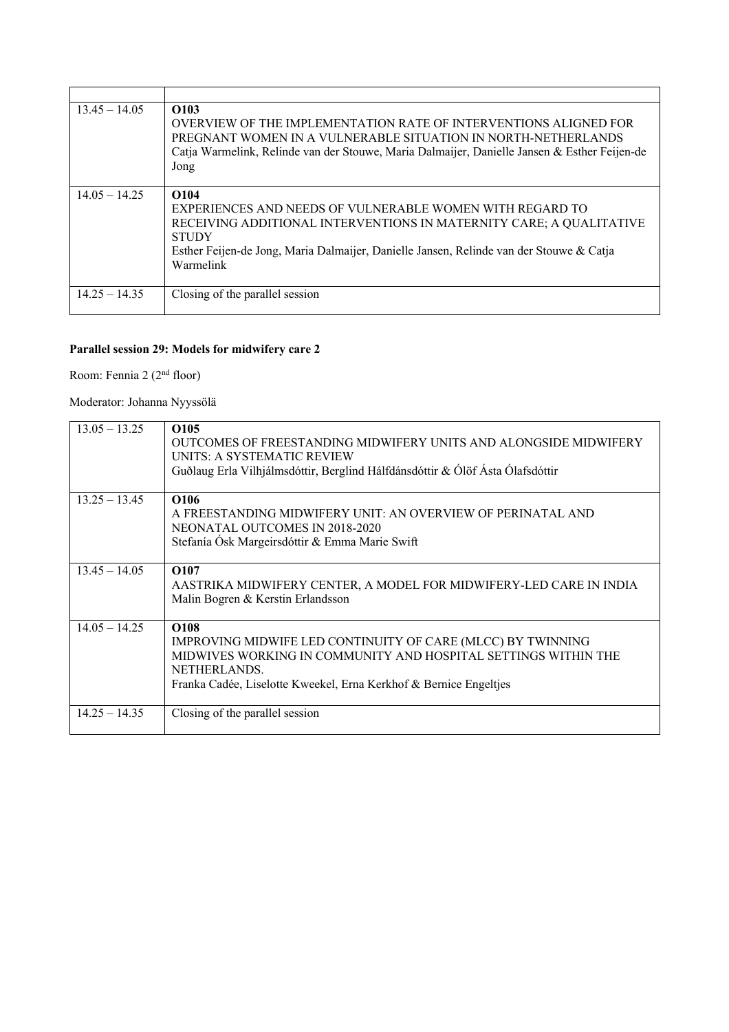| | |
|---|---|
| 13.45 – 14.05 | **O103**<br>OVERVIEW OF THE IMPLEMENTATION RATE OF INTERVENTIONS ALIGNED FOR PREGNANT WOMEN IN A VULNERABLE SITUATION IN NORTH-NETHERLANDS<br>Catja Warmelink, Relinde van der Stouwe, Maria Dalmaijer, Danielle Jansen & Esther Feijen-de Jong |
| 14.05 – 14.25 | **O104**<br>EXPERIENCES AND NEEDS OF VULNERABLE WOMEN WITH REGARD TO RECEIVING ADDITIONAL INTERVENTIONS IN MATERNITY CARE; A QUALITATIVE STUDY<br>Esther Feijen-de Jong, Maria Dalmaijer, Danielle Jansen, Relinde van der Stouwe & Catja Warmelink |
| 14.25 – 14.35 | Closing of the parallel session |

**Parallel session 29: Models for midwifery care 2**

Room: Fennia 2 (2nd floor)

Moderator: Johanna Nyyssölä

| | |
|---|---|
| 13.05 – 13.25 | **O105**<br>OUTCOMES OF FREESTANDING MIDWIFERY UNITS AND ALONGSIDE MIDWIFERY UNITS: A SYSTEMATIC REVIEW<br>Guðlaug Erla Vilhjálmsdóttir, Berglind Hálfdánsdóttir & Ólöf Ásta Ólafsdóttir |
| 13.25 – 13.45 | **O106**<br>A FREESTANDING MIDWIFERY UNIT: AN OVERVIEW OF PERINATAL AND NEONATAL OUTCOMES IN 2018-2020<br>Stefanía Ósk Margeirsdóttir & Emma Marie Swift |
| 13.45 – 14.05 | **O107**<br>AASTRIKA MIDWIFERY CENTER, A MODEL FOR MIDWIFERY-LED CARE IN INDIA<br>Malin Bogren & Kerstin Erlandsson |
| 14.05 – 14.25 | **O108**<br>IMPROVING MIDWIFE LED CONTINUITY OF CARE (MLCC) BY TWINNING MIDWIVES WORKING IN COMMUNITY AND HOSPITAL SETTINGS WITHIN THE NETHERLANDS.<br>Franka Cadée, Liselotte Kweekel, Erna Kerkhof & Bernice Engeltjes |
| 14.25 – 14.35 | Closing of the parallel session |